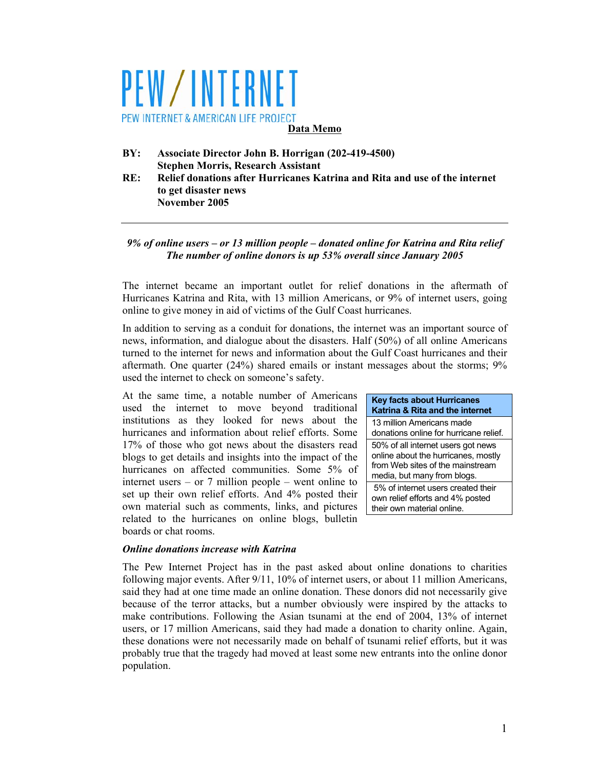# PEW / INTERNET

PEW INTERNET & AMERICAN LIFE PROJECT

**Data Memo**

**BY:** **Associate Director John B. Horrigan (202-419-4500)**
**Stephen Morris, Research Assistant**

**RE:** **Relief donations after Hurricanes Katrina and Rita and use of the internet to get disaster news**
**November 2005**

---

***9% of online users – or 13 million people – donated online for Katrina and Rita relief***
***The number of online donors is up 53% overall since January 2005***

The internet became an important outlet for relief donations in the aftermath of Hurricanes Katrina and Rita, with 13 million Americans, or 9% of internet users, going online to give money in aid of victims of the Gulf Coast hurricanes.

In addition to serving as a conduit for donations, the internet was an important source of news, information, and dialogue about the disasters. Half (50%) of all online Americans turned to the internet for news and information about the Gulf Coast hurricanes and their aftermath. One quarter (24%) shared emails or instant messages about the storms; 9% used the internet to check on someone's safety.

At the same time, a notable number of Americans used the internet to move beyond traditional institutions as they looked for news about the hurricanes and information about relief efforts. Some 17% of those who got news about the disasters read blogs to get details and insights into the impact of the hurricanes on affected communities. Some 5% of internet users – or 7 million people – went online to set up their own relief efforts. And 4% posted their own material such as comments, links, and pictures related to the hurricanes on online blogs, bulletin boards or chat rooms.

| Key facts about Hurricanes Katrina & Rita and the internet |
| --- |
| 13 million Americans made donations online for hurricane relief. |
| 50% of all internet users got news online about the hurricanes, mostly from Web sites of the mainstream media, but many from blogs. |
| 5% of internet users created their own relief efforts and 4% posted their own material online. |

***Online donations increase with Katrina***

The Pew Internet Project has in the past asked about online donations to charities following major events. After 9/11, 10% of internet users, or about 11 million Americans, said they had at one time made an online donation. These donors did not necessarily give because of the terror attacks, but a number obviously were inspired by the attacks to make contributions. Following the Asian tsunami at the end of 2004, 13% of internet users, or 17 million Americans, said they had made a donation to charity online. Again, these donations were not necessarily made on behalf of tsunami relief efforts, but it was probably true that the tragedy had moved at least some new entrants into the online donor population.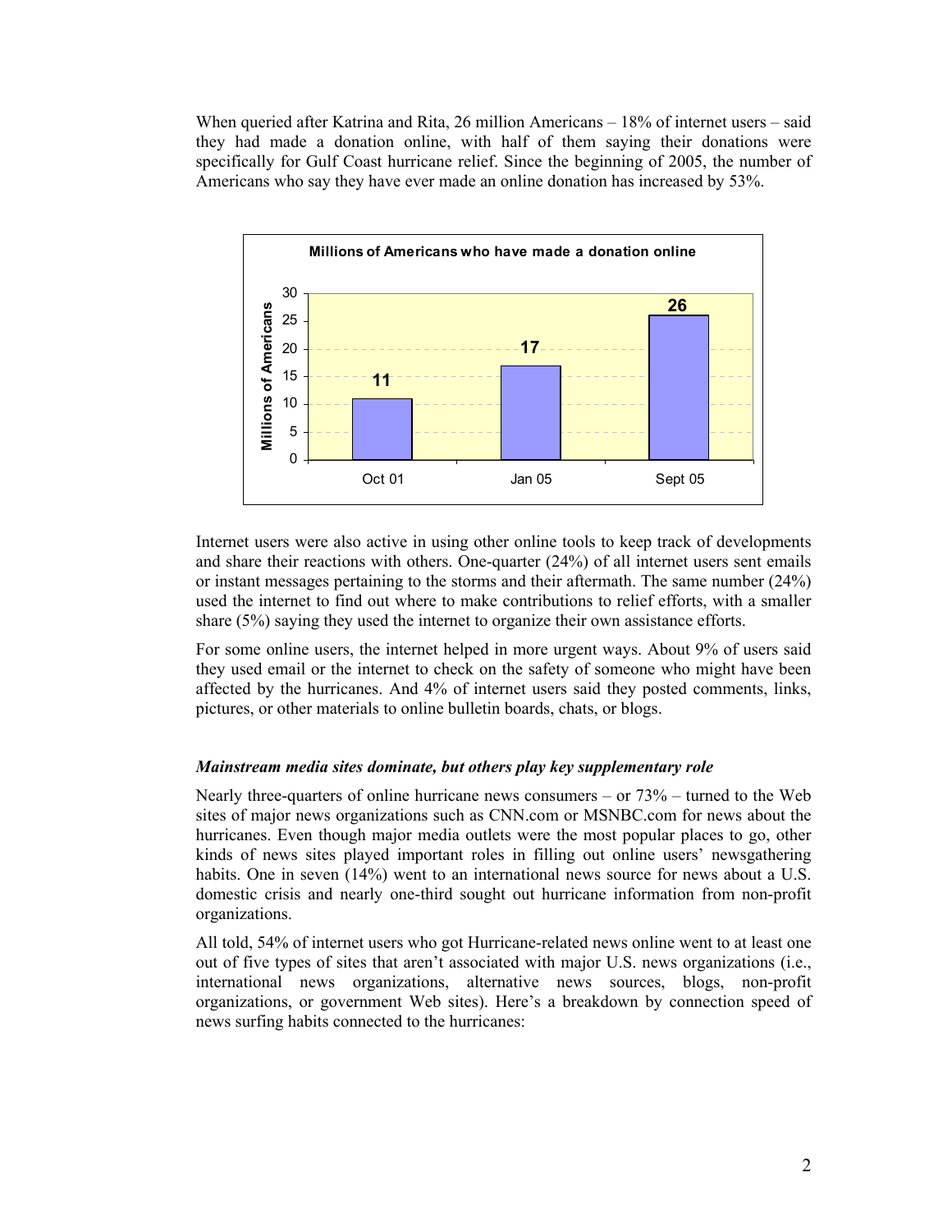When queried after Katrina and Rita, 26 million Americans – 18% of internet users – said they had made a donation online, with half of them saying their donations were specifically for Gulf Coast hurricane relief. Since the beginning of 2005, the number of Americans who say they have ever made an online donation has increased by 53%.

**Millions of Americans who have made a donation online**

| | Oct 01 | Jan 05 | Sept 05 |
|---|---|---|---|
| Millions of Americans | 11 | 17 | 26 |

Internet users were also active in using other online tools to keep track of developments and share their reactions with others. One-quarter (24%) of all internet users sent emails or instant messages pertaining to the storms and their aftermath. The same number (24%) used the internet to find out where to make contributions to relief efforts, with a smaller share (5%) saying they used the internet to organize their own assistance efforts.

For some online users, the internet helped in more urgent ways. About 9% of users said they used email or the internet to check on the safety of someone who might have been affected by the hurricanes. And 4% of internet users said they posted comments, links, pictures, or other materials to online bulletin boards, chats, or blogs.

### *Mainstream media sites dominate, but others play key supplementary role*

Nearly three-quarters of online hurricane news consumers – or 73% – turned to the Web sites of major news organizations such as CNN.com or MSNBC.com for news about the hurricanes. Even though major media outlets were the most popular places to go, other kinds of news sites played important roles in filling out online users' newsgathering habits. One in seven (14%) went to an international news source for news about a U.S. domestic crisis and nearly one-third sought out hurricane information from non-profit organizations.

All told, 54% of internet users who got Hurricane-related news online went to at least one out of five types of sites that aren't associated with major U.S. news organizations (i.e., international news organizations, alternative news sources, blogs, non-profit organizations, or government Web sites). Here's a breakdown by connection speed of news surfing habits connected to the hurricanes: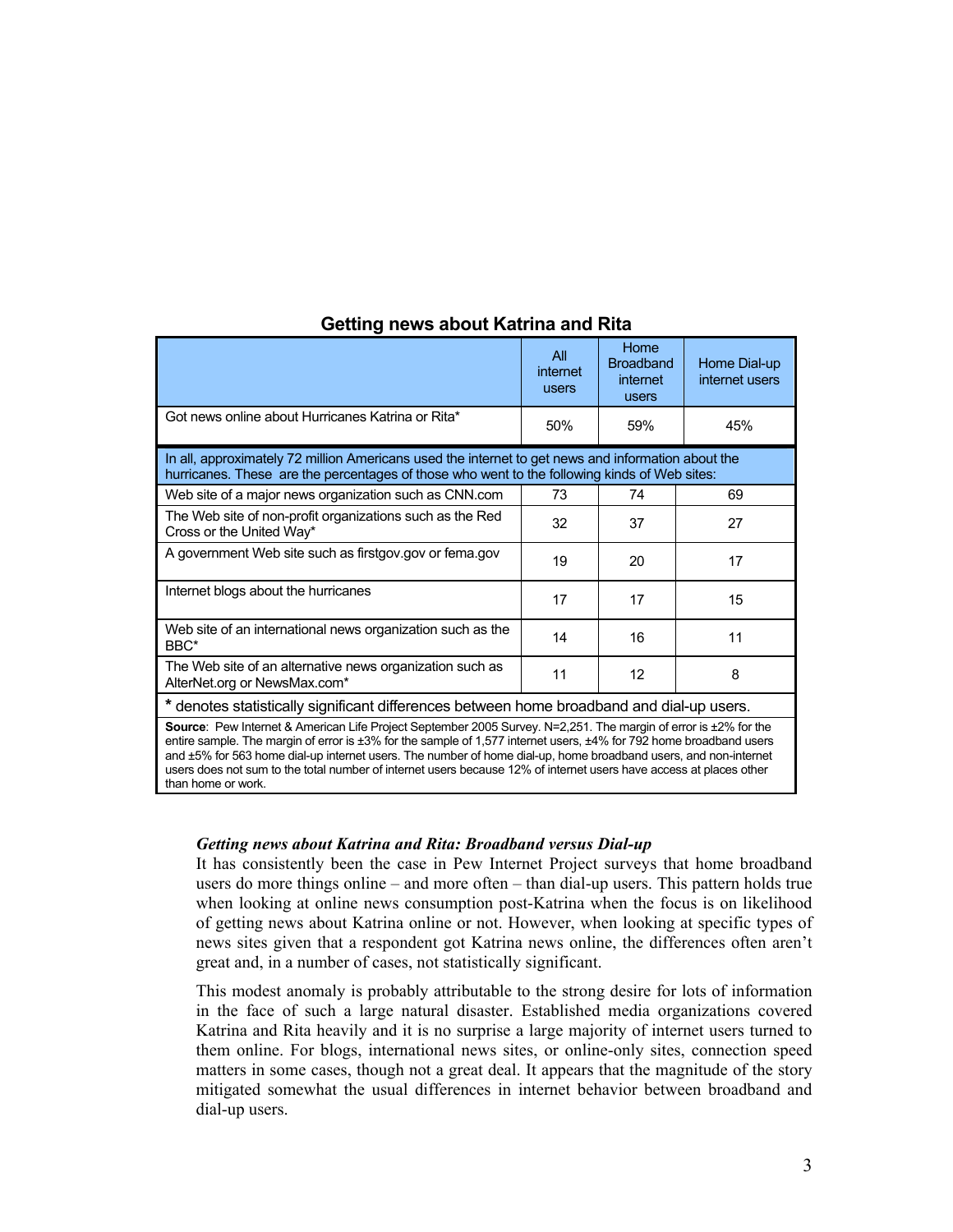### Getting news about Katrina and Rita

| | All internet users | Home Broadband internet users | Home Dial-up internet users |
|---|---|---|---|
| Got news online about Hurricanes Katrina or Rita* | 50% | 59% | 45% |
| In all, approximately 72 million Americans used the internet to get news and information about the hurricanes. These are the percentages of those who went to the following kinds of Web sites: | | | |
| Web site of a major news organization such as CNN.com | 73 | 74 | 69 |
| The Web site of non-profit organizations such as the Red Cross or the United Way* | 32 | 37 | 27 |
| A government Web site such as firstgov.gov or fema.gov | 19 | 20 | 17 |
| Internet blogs about the hurricanes | 17 | 17 | 15 |
| Web site of an international news organization such as the BBC* | 14 | 16 | 11 |
| The Web site of an alternative news organization such as AlterNet.org or NewsMax.com* | 11 | 12 | 8 |

* denotes statistically significant differences between home broadband and dial-up users.

**Source**: Pew Internet & American Life Project September 2005 Survey. N=2,251. The margin of error is ±2% for the entire sample. The margin of error is ±3% for the sample of 1,577 internet users, ±4% for 792 home broadband users and ±5% for 563 home dial-up internet users. The number of home dial-up, home broadband users, and non-internet users does not sum to the total number of internet users because 12% of internet users have access at places other than home or work.

***Getting news about Katrina and Rita: Broadband versus Dial-up***

It has consistently been the case in Pew Internet Project surveys that home broadband users do more things online – and more often – than dial-up users. This pattern holds true when looking at online news consumption post-Katrina when the focus is on likelihood of getting news about Katrina online or not. However, when looking at specific types of news sites given that a respondent got Katrina news online, the differences often aren't great and, in a number of cases, not statistically significant.

This modest anomaly is probably attributable to the strong desire for lots of information in the face of such a large natural disaster. Established media organizations covered Katrina and Rita heavily and it is no surprise a large majority of internet users turned to them online. For blogs, international news sites, or online-only sites, connection speed matters in some cases, though not a great deal. It appears that the magnitude of the story mitigated somewhat the usual differences in internet behavior between broadband and dial-up users.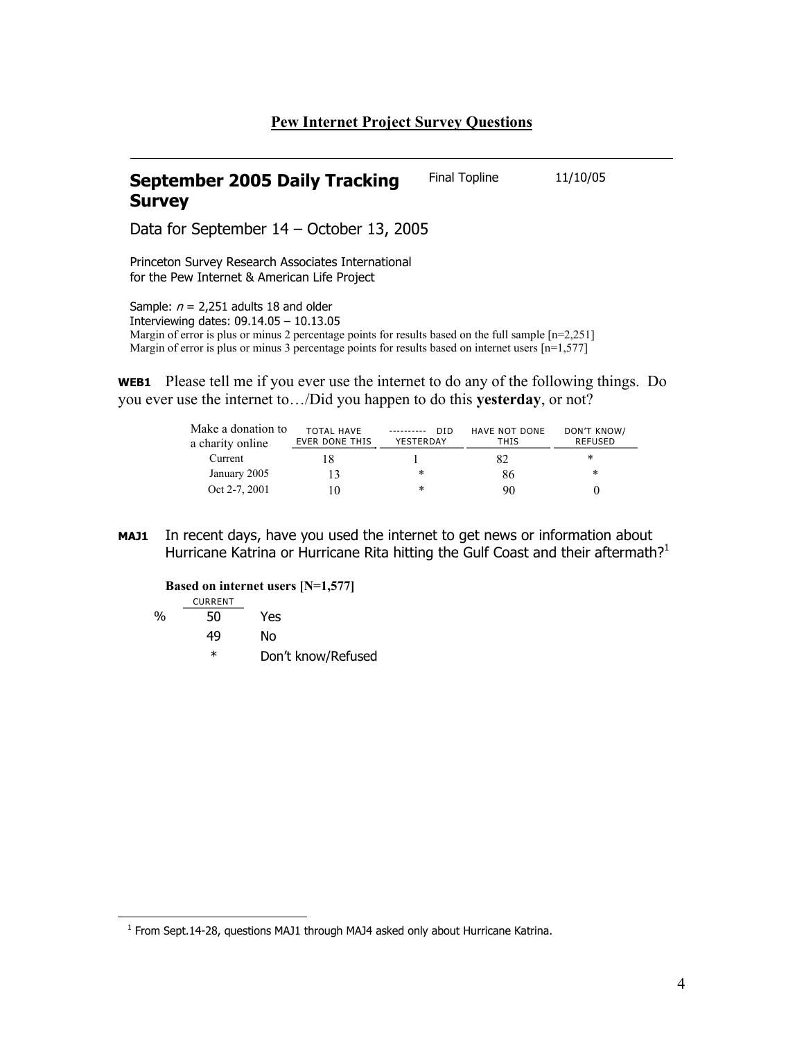## Pew Internet Project Survey Questions

---

## September 2005 Daily Tracking Survey

Final Topline 11/10/05

Data for September 14 – October 13, 2005

Princeton Survey Research Associates International
for the Pew Internet & American Life Project

Sample: $n$ = 2,251 adults 18 and older
Interviewing dates: 09.14.05 – 10.13.05
Margin of error is plus or minus 2 percentage points for results based on the full sample [n=2,251]
Margin of error is plus or minus 3 percentage points for results based on internet users [n=1,577]

**WEB1** Please tell me if you ever use the internet to do any of the following things. Do you ever use the internet to…/Did you happen to do this **yesterday**, or not?

| Make a donation to a charity online | TOTAL HAVE EVER DONE THIS | ---------- DID YESTERDAY | HAVE NOT DONE THIS | DON'T KNOW/ REFUSED |
|---|---|---|---|---|
| Current | 18 | 1 | 82 | * |
| January 2005 | 13 | * | 86 | * |
| Oct 2-7, 2001 | 10 | * | 90 | 0 |

**MAJ1** In recent days, have you used the internet to get news or information about Hurricane Katrina or Hurricane Rita hitting the Gulf Coast and their aftermath?[1]

**Based on internet users [N=1,577]**

| | CURRENT | |
|---|---|---|
| % | 50 | Yes |
| | 49 | No |
| | * | Don't know/Refused |

[1] From Sept.14-28, questions MAJ1 through MAJ4 asked only about Hurricane Katrina.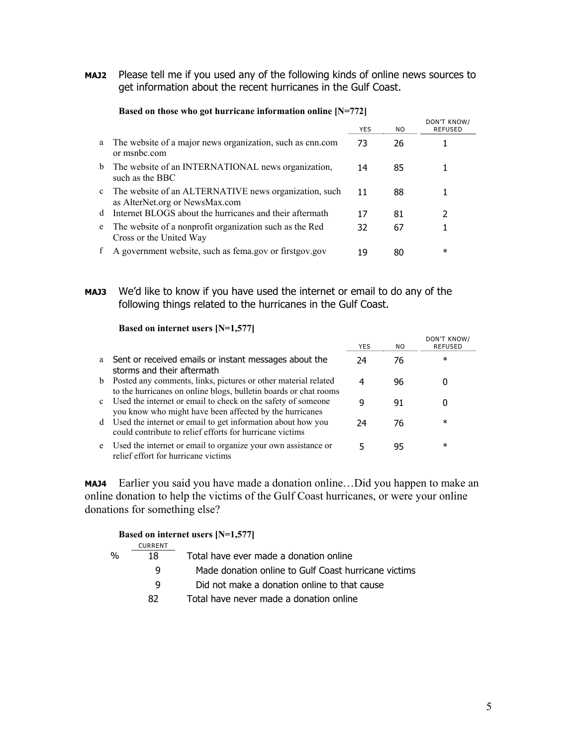**MAJ2** Please tell me if you used any of the following kinds of online news sources to get information about the recent hurricanes in the Gulf Coast.

**Based on those who got hurricane information online [N=772]**

| | | YES | NO | DON'T KNOW/ REFUSED |
|---|---|---|---|---|
| a | The website of a major news organization, such as cnn.com or msnbc.com | 73 | 26 | 1 |
| b | The website of an INTERNATIONAL news organization, such as the BBC | 14 | 85 | 1 |
| c | The website of an ALTERNATIVE news organization, such as AlterNet.org or NewsMax.com | 11 | 88 | 1 |
| d | Internet BLOGS about the hurricanes and their aftermath | 17 | 81 | 2 |
| e | The website of a nonprofit organization such as the Red Cross or the United Way | 32 | 67 | 1 |
| f | A government website, such as fema.gov or firstgov.gov | 19 | 80 | * |

**MAJ3** We'd like to know if you have used the internet or email to do any of the following things related to the hurricanes in the Gulf Coast.

**Based on internet users [N=1,577]**

| | | YES | NO | DON'T KNOW/ REFUSED |
|---|---|---|---|---|
| a | Sent or received emails or instant messages about the storms and their aftermath | 24 | 76 | * |
| b | Posted any comments, links, pictures or other material related to the hurricanes on online blogs, bulletin boards or chat rooms | 4 | 96 | 0 |
| c | Used the internet or email to check on the safety of someone you know who might have been affected by the hurricanes | 9 | 91 | 0 |
| d | Used the internet or email to get information about how you could contribute to relief efforts for hurricane victims | 24 | 76 | * |
| e | Used the internet or email to organize your own assistance or relief effort for hurricane victims | 5 | 95 | * |

**MAJ4** Earlier you said you have made a donation online…Did you happen to make an online donation to help the victims of the Gulf Coast hurricanes, or were your online donations for something else?

**Based on internet users [N=1,577]**

| | CURRENT | |
|---|---|---|
| % | 18 | Total have ever made a donation online |
| | 9 | Made donation online to Gulf Coast hurricane victims |
| | 9 | Did not make a donation online to that cause |
| | 82 | Total have never made a donation online |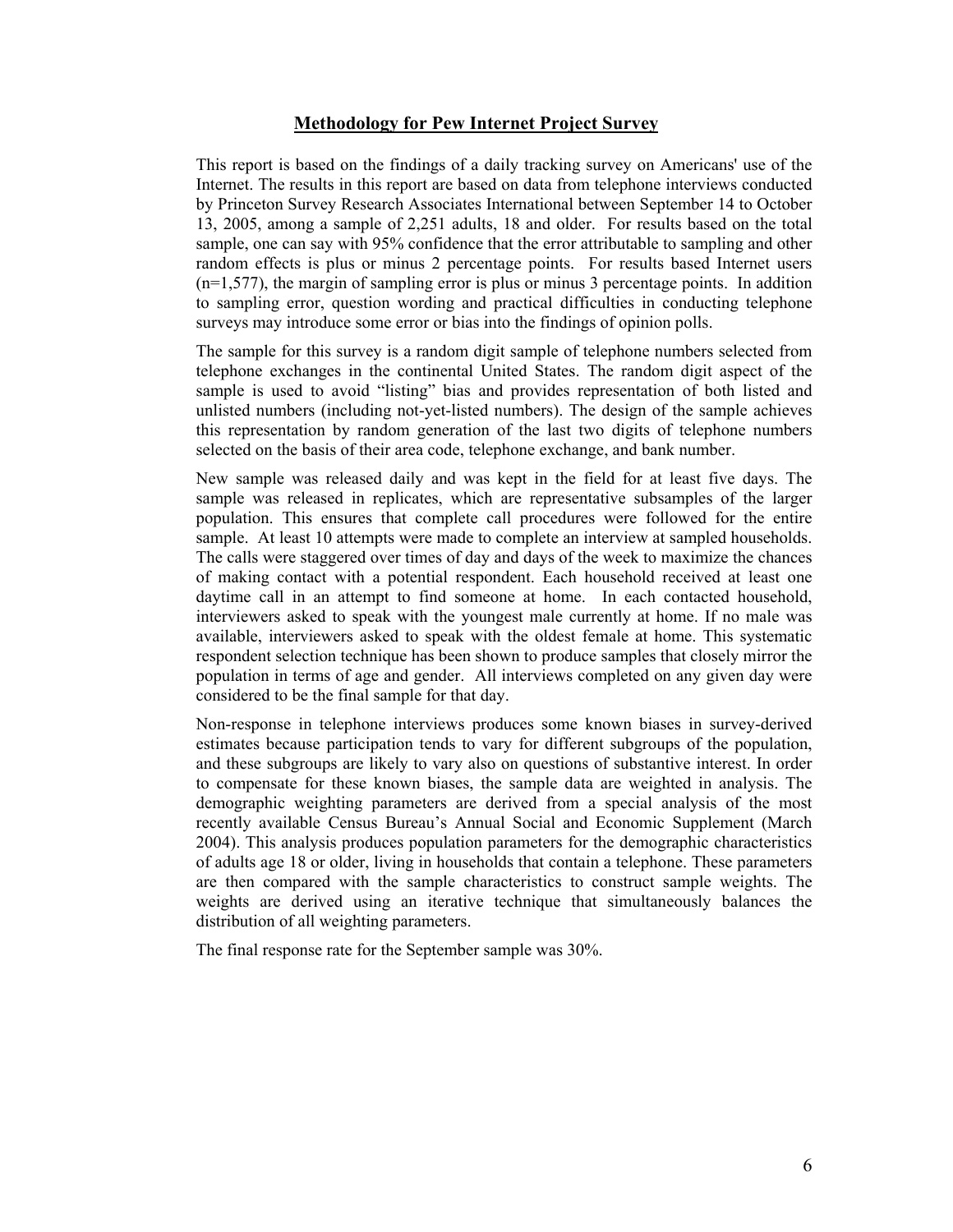## Methodology for Pew Internet Project Survey

This report is based on the findings of a daily tracking survey on Americans' use of the Internet. The results in this report are based on data from telephone interviews conducted by Princeton Survey Research Associates International between September 14 to October 13, 2005, among a sample of 2,251 adults, 18 and older. For results based on the total sample, one can say with 95% confidence that the error attributable to sampling and other random effects is plus or minus 2 percentage points. For results based Internet users (n=1,577), the margin of sampling error is plus or minus 3 percentage points. In addition to sampling error, question wording and practical difficulties in conducting telephone surveys may introduce some error or bias into the findings of opinion polls.

The sample for this survey is a random digit sample of telephone numbers selected from telephone exchanges in the continental United States. The random digit aspect of the sample is used to avoid "listing" bias and provides representation of both listed and unlisted numbers (including not-yet-listed numbers). The design of the sample achieves this representation by random generation of the last two digits of telephone numbers selected on the basis of their area code, telephone exchange, and bank number.

New sample was released daily and was kept in the field for at least five days. The sample was released in replicates, which are representative subsamples of the larger population. This ensures that complete call procedures were followed for the entire sample. At least 10 attempts were made to complete an interview at sampled households. The calls were staggered over times of day and days of the week to maximize the chances of making contact with a potential respondent. Each household received at least one daytime call in an attempt to find someone at home. In each contacted household, interviewers asked to speak with the youngest male currently at home. If no male was available, interviewers asked to speak with the oldest female at home. This systematic respondent selection technique has been shown to produce samples that closely mirror the population in terms of age and gender. All interviews completed on any given day were considered to be the final sample for that day.

Non-response in telephone interviews produces some known biases in survey-derived estimates because participation tends to vary for different subgroups of the population, and these subgroups are likely to vary also on questions of substantive interest. In order to compensate for these known biases, the sample data are weighted in analysis. The demographic weighting parameters are derived from a special analysis of the most recently available Census Bureau's Annual Social and Economic Supplement (March 2004). This analysis produces population parameters for the demographic characteristics of adults age 18 or older, living in households that contain a telephone. These parameters are then compared with the sample characteristics to construct sample weights. The weights are derived using an iterative technique that simultaneously balances the distribution of all weighting parameters.

The final response rate for the September sample was 30%.